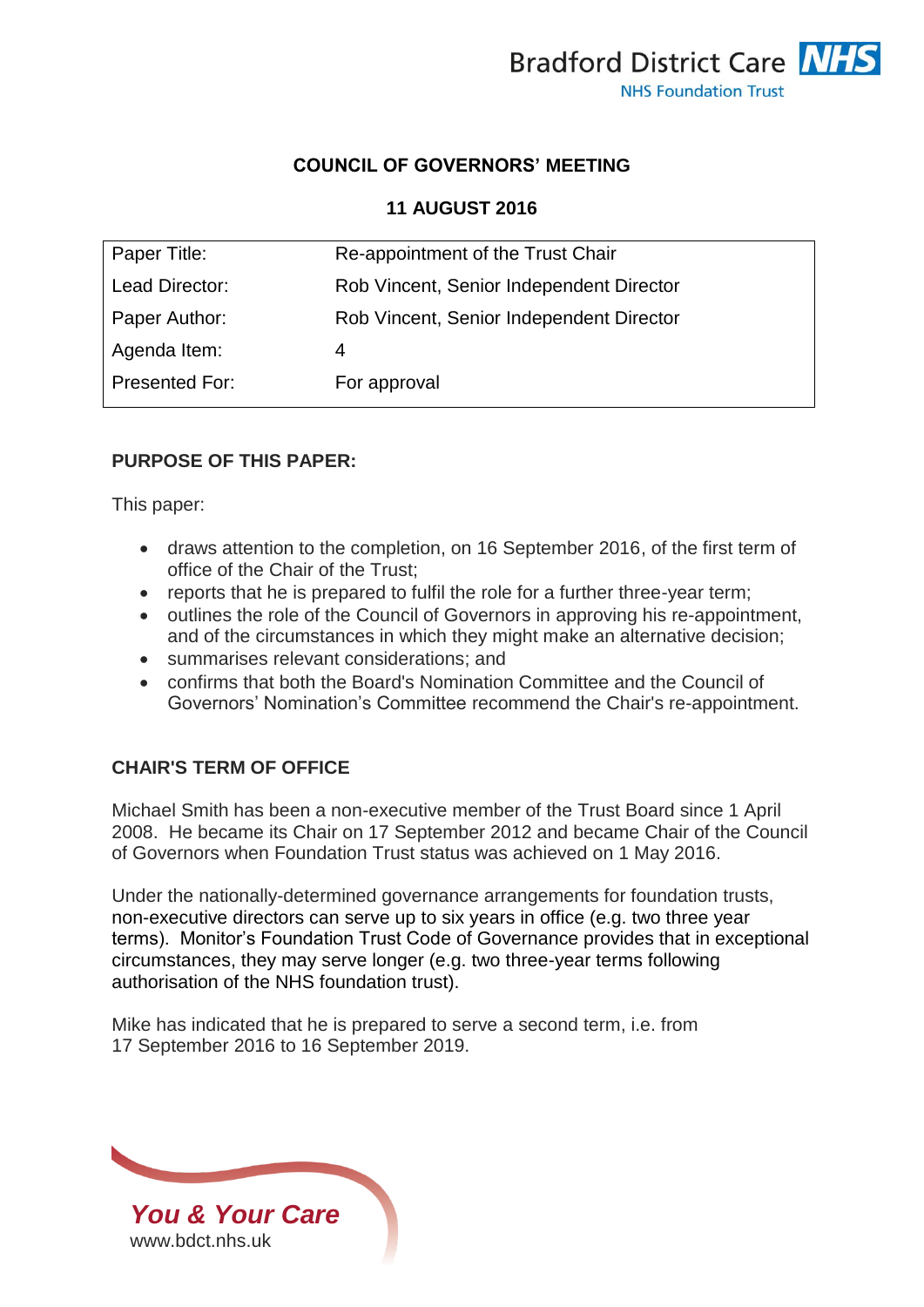## COUNCIL OF GOVERNORS' MEETING

## 11 AUGUST 2016

| Paper Title: | Re-appointment of the Trust Chair |
|---|---|
| Lead Director: | Rob Vincent, Senior Independent Director |
| Paper Author: | Rob Vincent, Senior Independent Director |
| Agenda Item: | 4 |
| Presented For: | For approval |

### PURPOSE OF THIS PAPER:

This paper:

- draws attention to the completion, on 16 September 2016, of the first term of office of the Chair of the Trust;
- reports that he is prepared to fulfil the role for a further three-year term;
- outlines the role of the Council of Governors in approving his re-appointment, and of the circumstances in which they might make an alternative decision;
- summarises relevant considerations; and
- confirms that both the Board's Nomination Committee and the Council of Governors' Nomination's Committee recommend the Chair's re-appointment.

### CHAIR'S TERM OF OFFICE

Michael Smith has been a non-executive member of the Trust Board since 1 April 2008. He became its Chair on 17 September 2012 and became Chair of the Council of Governors when Foundation Trust status was achieved on 1 May 2016.

Under the nationally-determined governance arrangements for foundation trusts, non-executive directors can serve up to six years in office (e.g. two three year terms). Monitor's Foundation Trust Code of Governance provides that in exceptional circumstances, they may serve longer (e.g. two three-year terms following authorisation of the NHS foundation trust).

Mike has indicated that he is prepared to serve a second term, i.e. from 17 September 2016 to 16 September 2019.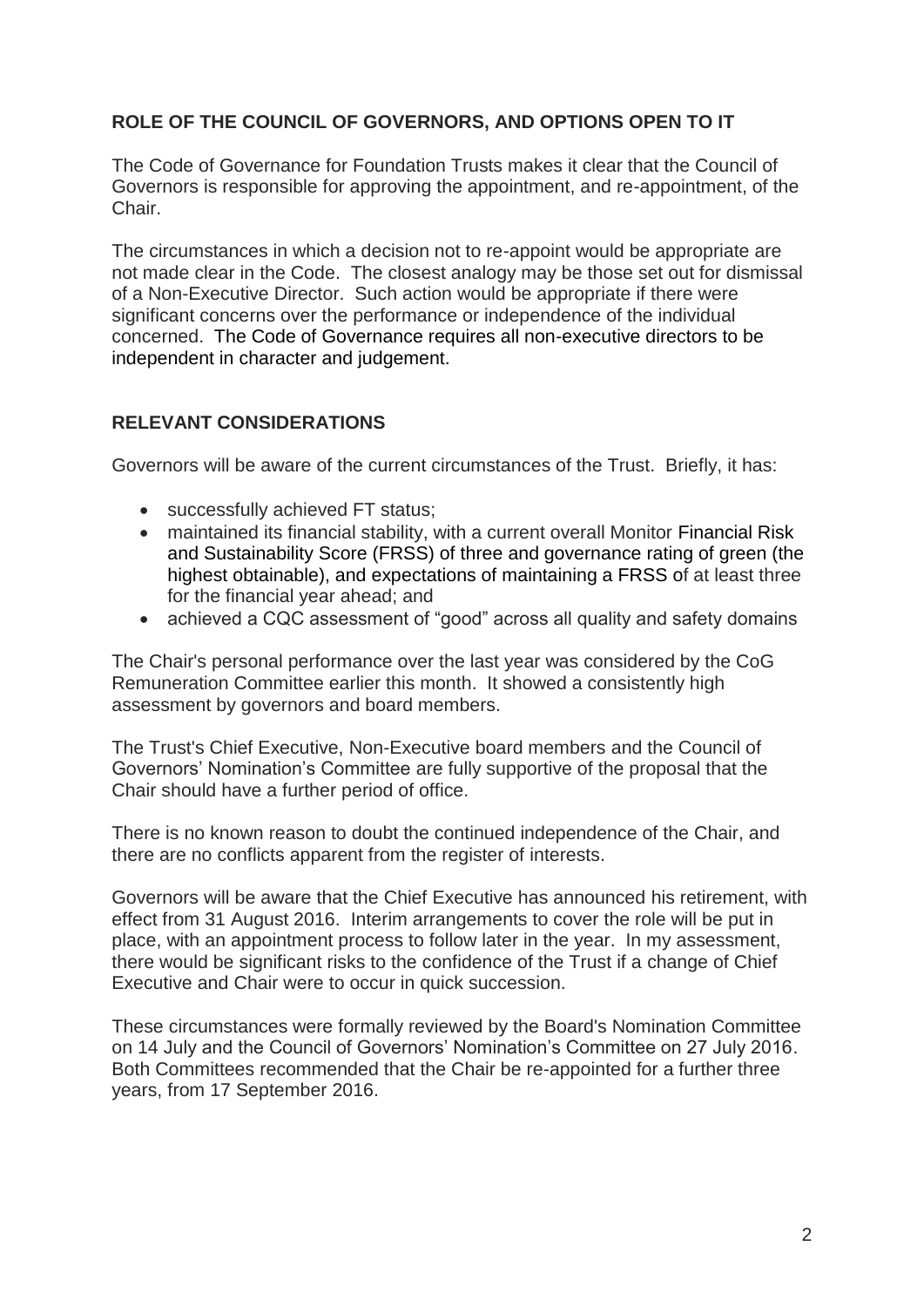## ROLE OF THE COUNCIL OF GOVERNORS, AND OPTIONS OPEN TO IT

The Code of Governance for Foundation Trusts makes it clear that the Council of Governors is responsible for approving the appointment, and re-appointment, of the Chair.

The circumstances in which a decision not to re-appoint would be appropriate are not made clear in the Code. The closest analogy may be those set out for dismissal of a Non-Executive Director. Such action would be appropriate if there were significant concerns over the performance or independence of the individual concerned. The Code of Governance requires all non-executive directors to be independent in character and judgement.

## RELEVANT CONSIDERATIONS

Governors will be aware of the current circumstances of the Trust. Briefly, it has:

- successfully achieved FT status;
- maintained its financial stability, with a current overall Monitor Financial Risk and Sustainability Score (FRSS) of three and governance rating of green (the highest obtainable), and expectations of maintaining a FRSS of at least three for the financial year ahead; and
- achieved a CQC assessment of "good" across all quality and safety domains

The Chair's personal performance over the last year was considered by the CoG Remuneration Committee earlier this month. It showed a consistently high assessment by governors and board members.

The Trust's Chief Executive, Non-Executive board members and the Council of Governors' Nomination's Committee are fully supportive of the proposal that the Chair should have a further period of office.

There is no known reason to doubt the continued independence of the Chair, and there are no conflicts apparent from the register of interests.

Governors will be aware that the Chief Executive has announced his retirement, with effect from 31 August 2016. Interim arrangements to cover the role will be put in place, with an appointment process to follow later in the year. In my assessment, there would be significant risks to the confidence of the Trust if a change of Chief Executive and Chair were to occur in quick succession.

These circumstances were formally reviewed by the Board's Nomination Committee on 14 July and the Council of Governors' Nomination's Committee on 27 July 2016. Both Committees recommended that the Chair be re-appointed for a further three years, from 17 September 2016.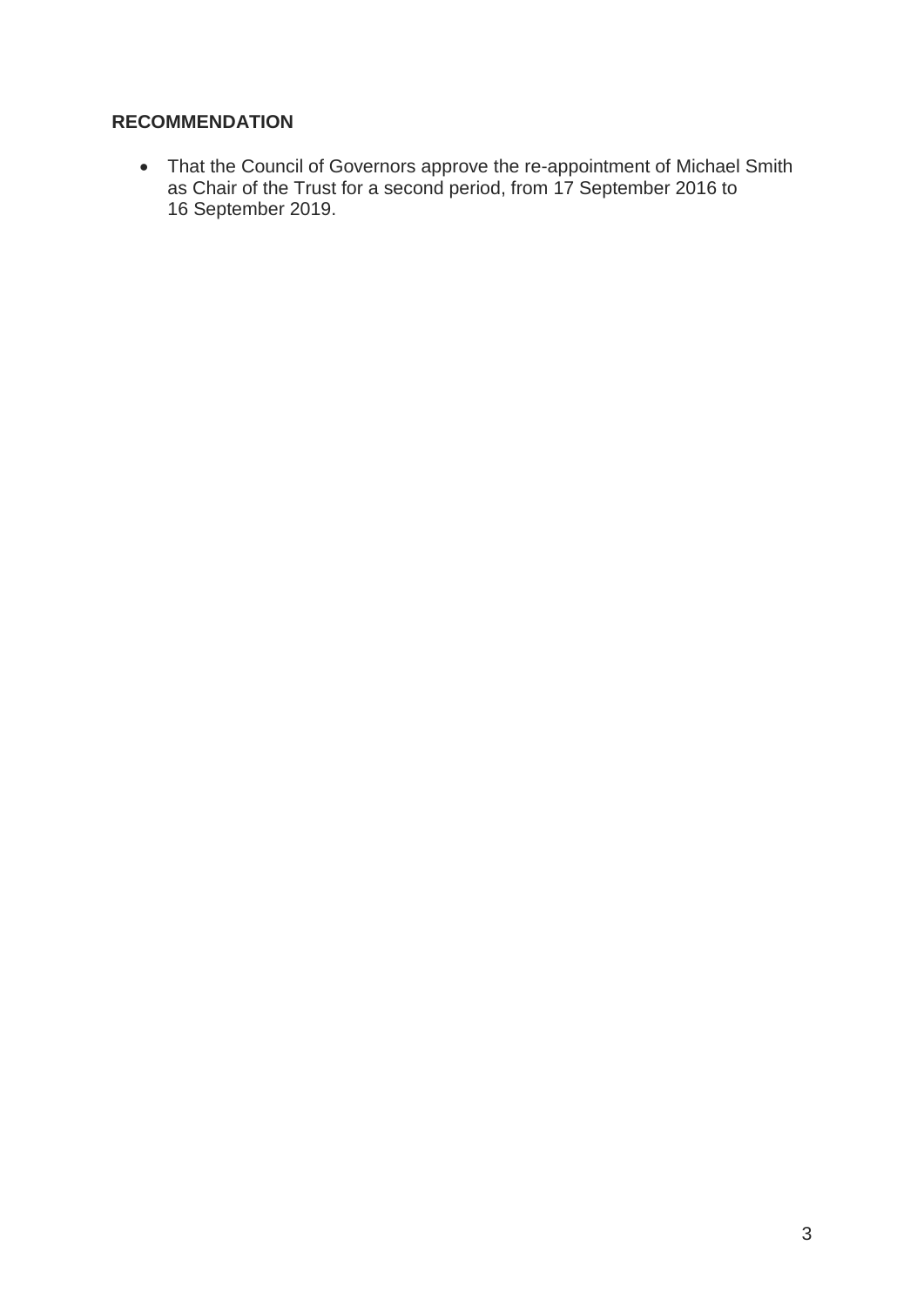**RECOMMENDATION**

- That the Council of Governors approve the re-appointment of Michael Smith as Chair of the Trust for a second period, from 17 September 2016 to 16 September 2019.